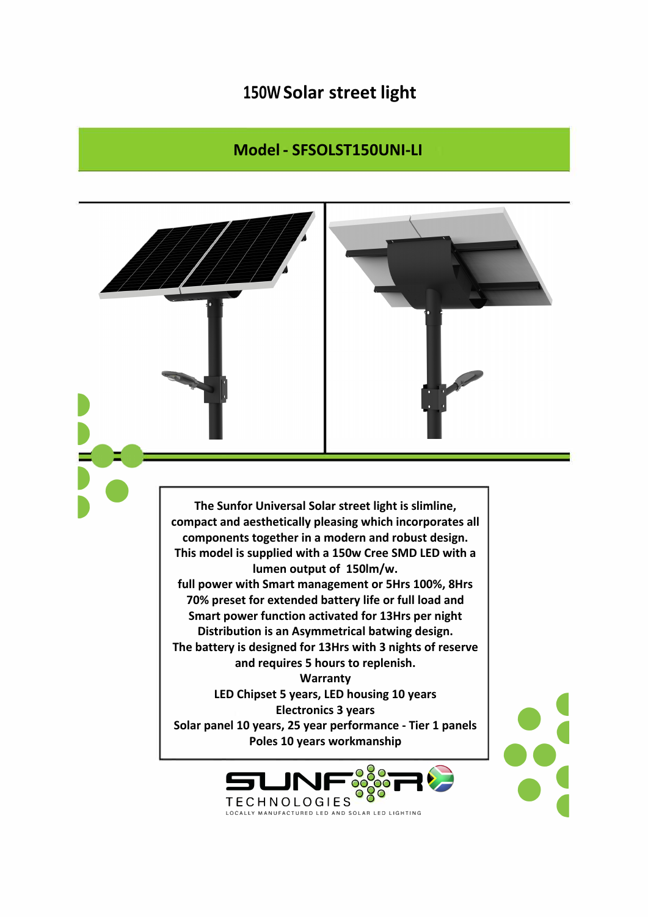# 150W Solar street light

## Model - SFSOLST150UNI-LI

**The Sunfor Universal Solar street light is slimline, compact and aesthetically pleasing which incorporates all components together in a modern and robust design.**
**This model is supplied with a 150w Cree SMD LED with a lumen output of 150lm/w.**
**full power with Smart management or 5Hrs 100%, 8Hrs 70% preset for extended battery life or full load and Smart power function activated for 13Hrs per night**
**Distribution is an Asymmetrical batwing design.**
**The battery is designed for 13Hrs with 3 nights of reserve and requires 5 hours to replenish.**

**Warranty**

**LED Chipset 5 years, LED housing 10 years**
**Electronics 3 years**
**Solar panel 10 years, 25 year performance - Tier 1 panels**
**Poles 10 years workmanship**

SUNFOR TECHNOLOGIES
LOCALLY MANUFACTURED LED AND SOLAR LED LIGHTING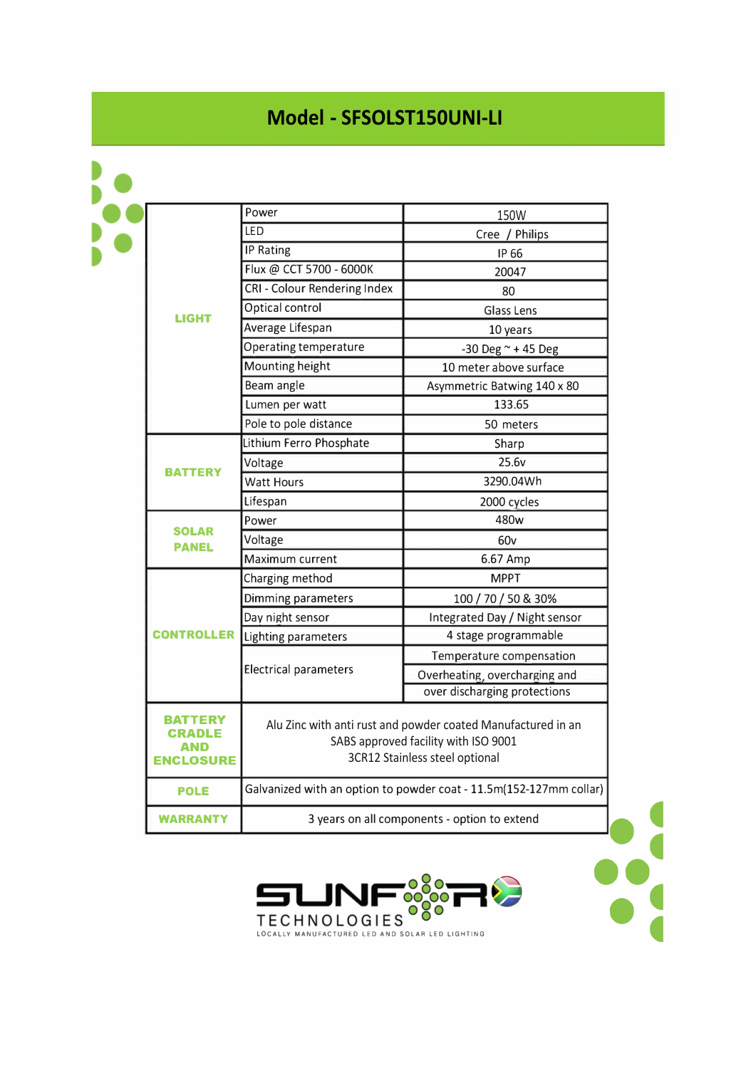# Model - SFSOLST150UNI-LI

| | | |
|---|---|---|
| LIGHT | Power | 150W |
| | LED | Cree / Philips |
| | IP Rating | IP 66 |
| | Flux @ CCT 5700 - 6000K | 20047 |
| | CRI - Colour Rendering Index | 80 |
| | Optical control | Glass Lens |
| | Average Lifespan | 10 years |
| | Operating temperature | -30 Deg ~ + 45 Deg |
| | Mounting height | 10 meter above surface |
| | Beam angle | Asymmetric Batwing 140 x 80 |
| | Lumen per watt | 133.65 |
| | Pole to pole distance | 50 meters |
| BATTERY | Lithium Ferro Phosphate | Sharp |
| | Voltage | 25.6v |
| | Watt Hours | 3290.04Wh |
| | Lifespan | 2000 cycles |
| SOLAR PANEL | Power | 480w |
| | Voltage | 60v |
| | Maximum current | 6.67 Amp |
| CONTROLLER | Charging method | MPPT |
| | Dimming parameters | 100 / 70 / 50 & 30% |
| | Day night sensor | Integrated Day / Night sensor |
| | Lighting parameters | 4 stage programmable |
| | Electrical parameters | Temperature compensation |
| | | Overheating, overcharging and over discharging protections |
| BATTERY CRADLE AND ENCLOSURE | Alu Zinc with anti rust and powder coated Manufactured in an SABS approved facility with ISO 9001<br>3CR12 Stainless steel optional | |
| POLE | Galvanized with an option to powder coat - 11.5m(152-127mm collar) | |
| WARRANTY | 3 years on all components - option to extend | |

SUNFOR TECHNOLOGIES
LOCALLY MANUFACTURED LED AND SOLAR LED LIGHTING